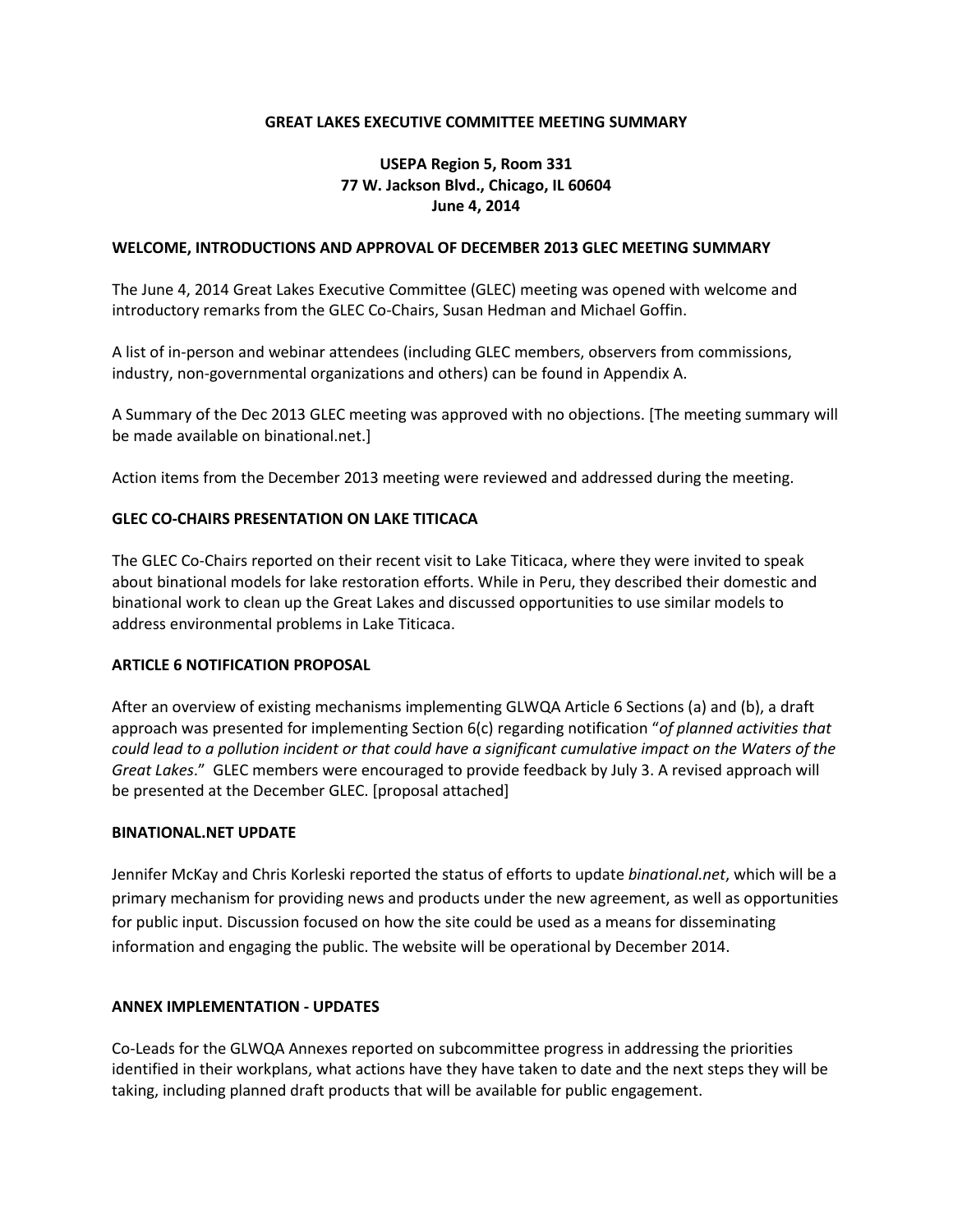# GREAT LAKES EXECUTIVE COMMITTEE MEETING SUMMARY

**USEPA Region 5, Room 331**
**77 W. Jackson Blvd., Chicago, IL 60604**
**June 4, 2014**

## WELCOME, INTRODUCTIONS AND APPROVAL OF DECEMBER 2013 GLEC MEETING SUMMARY

The June 4, 2014 Great Lakes Executive Committee (GLEC) meeting was opened with welcome and introductory remarks from the GLEC Co-Chairs, Susan Hedman and Michael Goffin.

A list of in-person and webinar attendees (including GLEC members, observers from commissions, industry, non-governmental organizations and others) can be found in Appendix A.

A Summary of the Dec 2013 GLEC meeting was approved with no objections. [The meeting summary will be made available on binational.net.]

Action items from the December 2013 meeting were reviewed and addressed during the meeting.

## GLEC CO-CHAIRS PRESENTATION ON LAKE TITICACA

The GLEC Co-Chairs reported on their recent visit to Lake Titicaca, where they were invited to speak about binational models for lake restoration efforts. While in Peru, they described their domestic and binational work to clean up the Great Lakes and discussed opportunities to use similar models to address environmental problems in Lake Titicaca.

## ARTICLE 6 NOTIFICATION PROPOSAL

After an overview of existing mechanisms implementing GLWQA Article 6 Sections (a) and (b), a draft approach was presented for implementing Section 6(c) regarding notification "*of planned activities that could lead to a pollution incident or that could have a significant cumulative impact on the Waters of the Great Lakes*." GLEC members were encouraged to provide feedback by July 3. A revised approach will be presented at the December GLEC. [proposal attached]

## BINATIONAL.NET UPDATE

Jennifer McKay and Chris Korleski reported the status of efforts to update *binational.net*, which will be a primary mechanism for providing news and products under the new agreement, as well as opportunities for public input. Discussion focused on how the site could be used as a means for disseminating information and engaging the public. The website will be operational by December 2014.

## ANNEX IMPLEMENTATION - UPDATES

Co-Leads for the GLWQA Annexes reported on subcommittee progress in addressing the priorities identified in their workplans, what actions have they have taken to date and the next steps they will be taking, including planned draft products that will be available for public engagement.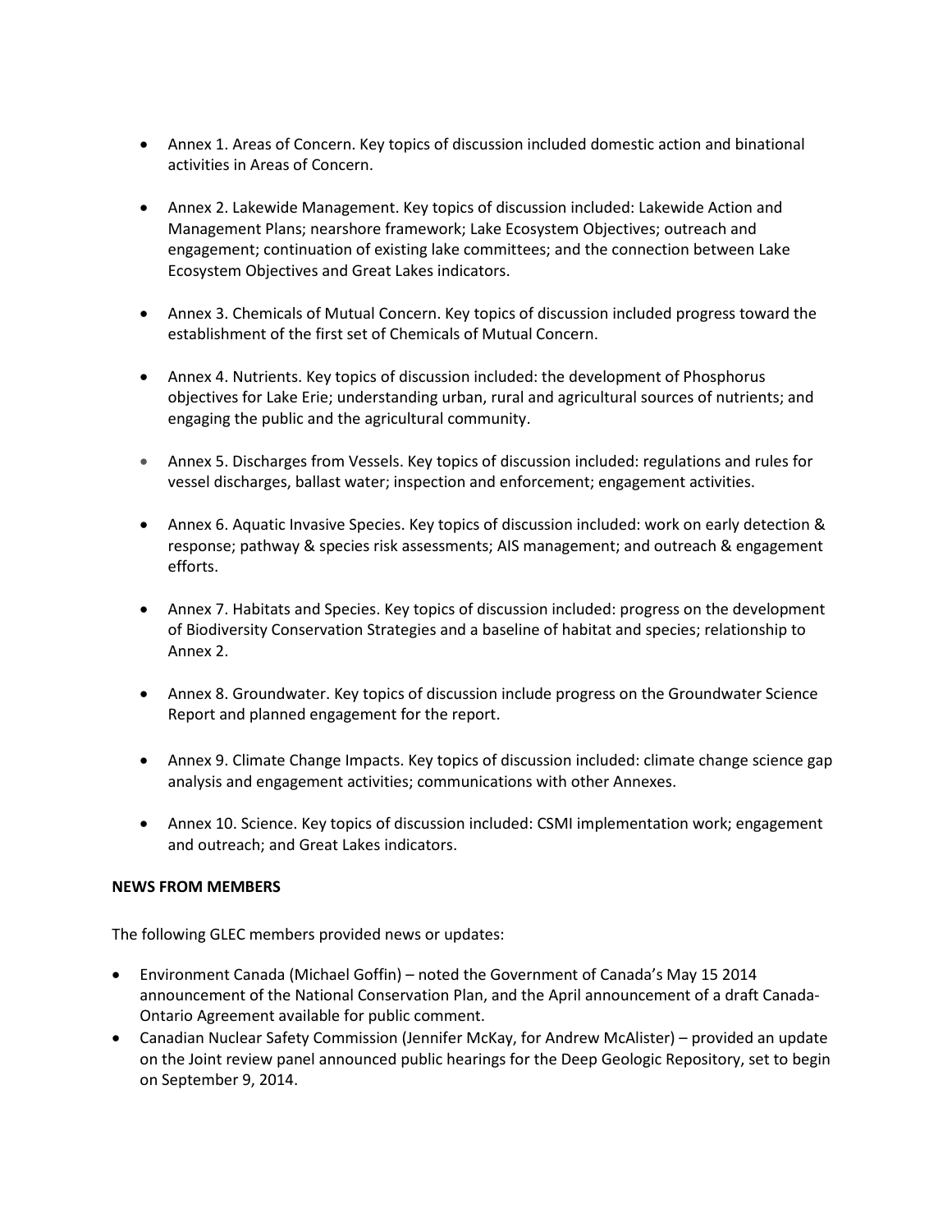- Annex 1. Areas of Concern. Key topics of discussion included domestic action and binational activities in Areas of Concern.

- Annex 2. Lakewide Management. Key topics of discussion included: Lakewide Action and Management Plans; nearshore framework; Lake Ecosystem Objectives; outreach and engagement; continuation of existing lake committees; and the connection between Lake Ecosystem Objectives and Great Lakes indicators.

- Annex 3. Chemicals of Mutual Concern. Key topics of discussion included progress toward the establishment of the first set of Chemicals of Mutual Concern.

- Annex 4. Nutrients. Key topics of discussion included: the development of Phosphorus objectives for Lake Erie; understanding urban, rural and agricultural sources of nutrients; and engaging the public and the agricultural community.

- Annex 5. Discharges from Vessels. Key topics of discussion included: regulations and rules for vessel discharges, ballast water; inspection and enforcement; engagement activities.

- Annex 6. Aquatic Invasive Species. Key topics of discussion included: work on early detection & response; pathway & species risk assessments; AIS management; and outreach & engagement efforts.

- Annex 7. Habitats and Species. Key topics of discussion included: progress on the development of Biodiversity Conservation Strategies and a baseline of habitat and species; relationship to Annex 2.

- Annex 8. Groundwater. Key topics of discussion include progress on the Groundwater Science Report and planned engagement for the report.

- Annex 9. Climate Change Impacts. Key topics of discussion included: climate change science gap analysis and engagement activities; communications with other Annexes.

- Annex 10. Science. Key topics of discussion included: CSMI implementation work; engagement and outreach; and Great Lakes indicators.

**NEWS FROM MEMBERS**

The following GLEC members provided news or updates:

- Environment Canada (Michael Goffin) – noted the Government of Canada's May 15 2014 announcement of the National Conservation Plan, and the April announcement of a draft Canada-Ontario Agreement available for public comment.
- Canadian Nuclear Safety Commission (Jennifer McKay, for Andrew McAlister) – provided an update on the Joint review panel announced public hearings for the Deep Geologic Repository, set to begin on September 9, 2014.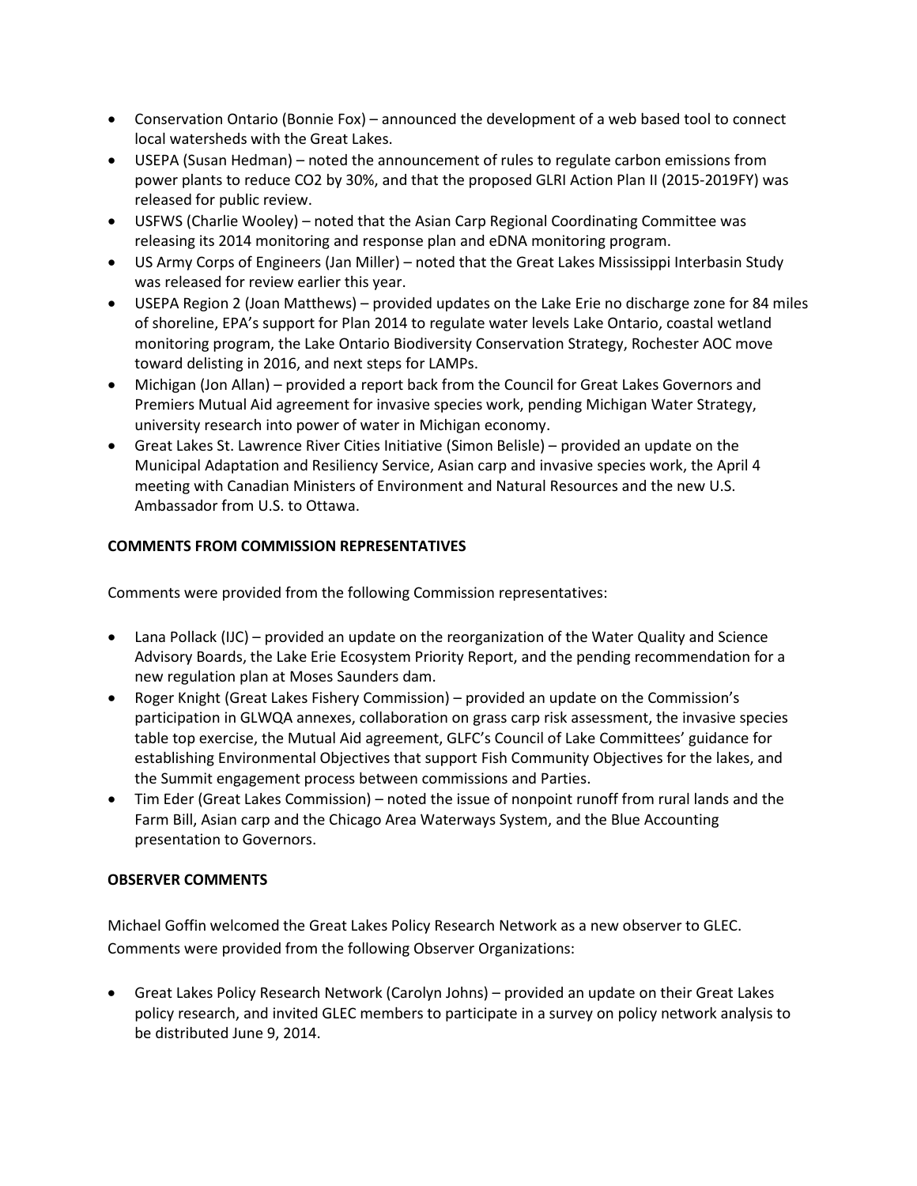- Conservation Ontario (Bonnie Fox) – announced the development of a web based tool to connect local watersheds with the Great Lakes.
- USEPA (Susan Hedman) – noted the announcement of rules to regulate carbon emissions from power plants to reduce $CO_2$ by 30%, and that the proposed GLRI Action Plan II (2015-2019FY) was released for public review.
- USFWS (Charlie Wooley) – noted that the Asian Carp Regional Coordinating Committee was releasing its 2014 monitoring and response plan and eDNA monitoring program.
- US Army Corps of Engineers (Jan Miller) – noted that the Great Lakes Mississippi Interbasin Study was released for review earlier this year.
- USEPA Region 2 (Joan Matthews) – provided updates on the Lake Erie no discharge zone for 84 miles of shoreline, EPA's support for Plan 2014 to regulate water levels Lake Ontario, coastal wetland monitoring program, the Lake Ontario Biodiversity Conservation Strategy, Rochester AOC move toward delisting in 2016, and next steps for LAMPs.
- Michigan (Jon Allan) – provided a report back from the Council for Great Lakes Governors and Premiers Mutual Aid agreement for invasive species work, pending Michigan Water Strategy, university research into power of water in Michigan economy.
- Great Lakes St. Lawrence River Cities Initiative (Simon Belisle) – provided an update on the Municipal Adaptation and Resiliency Service, Asian carp and invasive species work, the April 4 meeting with Canadian Ministers of Environment and Natural Resources and the new U.S. Ambassador from U.S. to Ottawa.

**COMMENTS FROM COMMISSION REPRESENTATIVES**

Comments were provided from the following Commission representatives:

- Lana Pollack (IJC) – provided an update on the reorganization of the Water Quality and Science Advisory Boards, the Lake Erie Ecosystem Priority Report, and the pending recommendation for a new regulation plan at Moses Saunders dam.
- Roger Knight (Great Lakes Fishery Commission) – provided an update on the Commission's participation in GLWQA annexes, collaboration on grass carp risk assessment, the invasive species table top exercise, the Mutual Aid agreement, GLFC's Council of Lake Committees' guidance for establishing Environmental Objectives that support Fish Community Objectives for the lakes, and the Summit engagement process between commissions and Parties.
- Tim Eder (Great Lakes Commission) – noted the issue of nonpoint runoff from rural lands and the Farm Bill, Asian carp and the Chicago Area Waterways System, and the Blue Accounting presentation to Governors.

**OBSERVER COMMENTS**

Michael Goffin welcomed the Great Lakes Policy Research Network as a new observer to GLEC. Comments were provided from the following Observer Organizations:

- Great Lakes Policy Research Network (Carolyn Johns) – provided an update on their Great Lakes policy research, and invited GLEC members to participate in a survey on policy network analysis to be distributed June 9, 2014.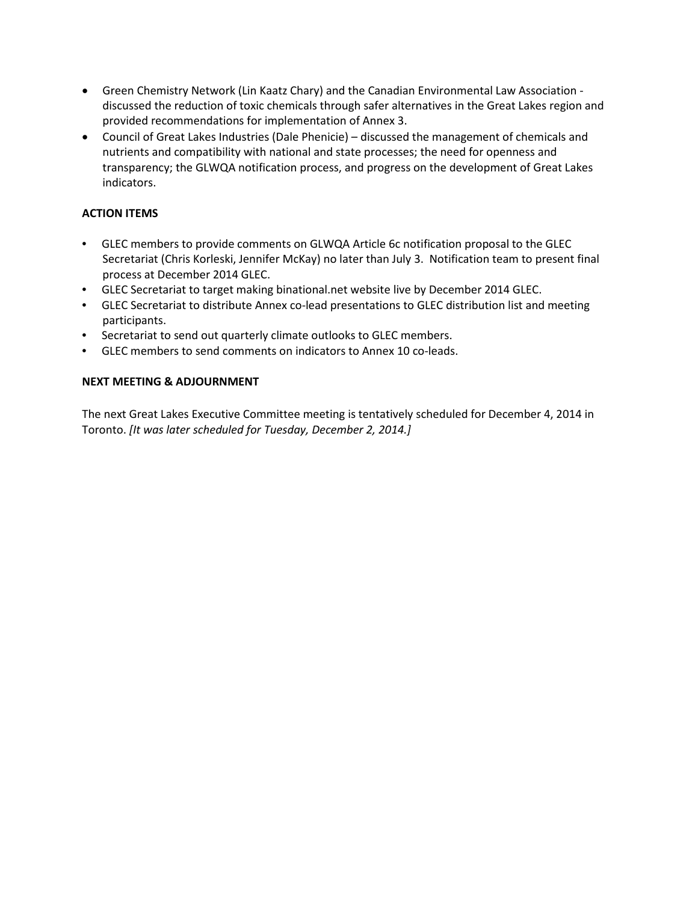- Green Chemistry Network (Lin Kaatz Chary) and the Canadian Environmental Law Association - discussed the reduction of toxic chemicals through safer alternatives in the Great Lakes region and provided recommendations for implementation of Annex 3.
- Council of Great Lakes Industries (Dale Phenicie) – discussed the management of chemicals and nutrients and compatibility with national and state processes; the need for openness and transparency; the GLWQA notification process, and progress on the development of Great Lakes indicators.

**ACTION ITEMS**

- GLEC members to provide comments on GLWQA Article 6c notification proposal to the GLEC Secretariat (Chris Korleski, Jennifer McKay) no later than July 3. Notification team to present final process at December 2014 GLEC.
- GLEC Secretariat to target making binational.net website live by December 2014 GLEC.
- GLEC Secretariat to distribute Annex co-lead presentations to GLEC distribution list and meeting participants.
- Secretariat to send out quarterly climate outlooks to GLEC members.
- GLEC members to send comments on indicators to Annex 10 co-leads.

**NEXT MEETING & ADJOURNMENT**

The next Great Lakes Executive Committee meeting is tentatively scheduled for December 4, 2014 in Toronto. *[It was later scheduled for Tuesday, December 2, 2014.]*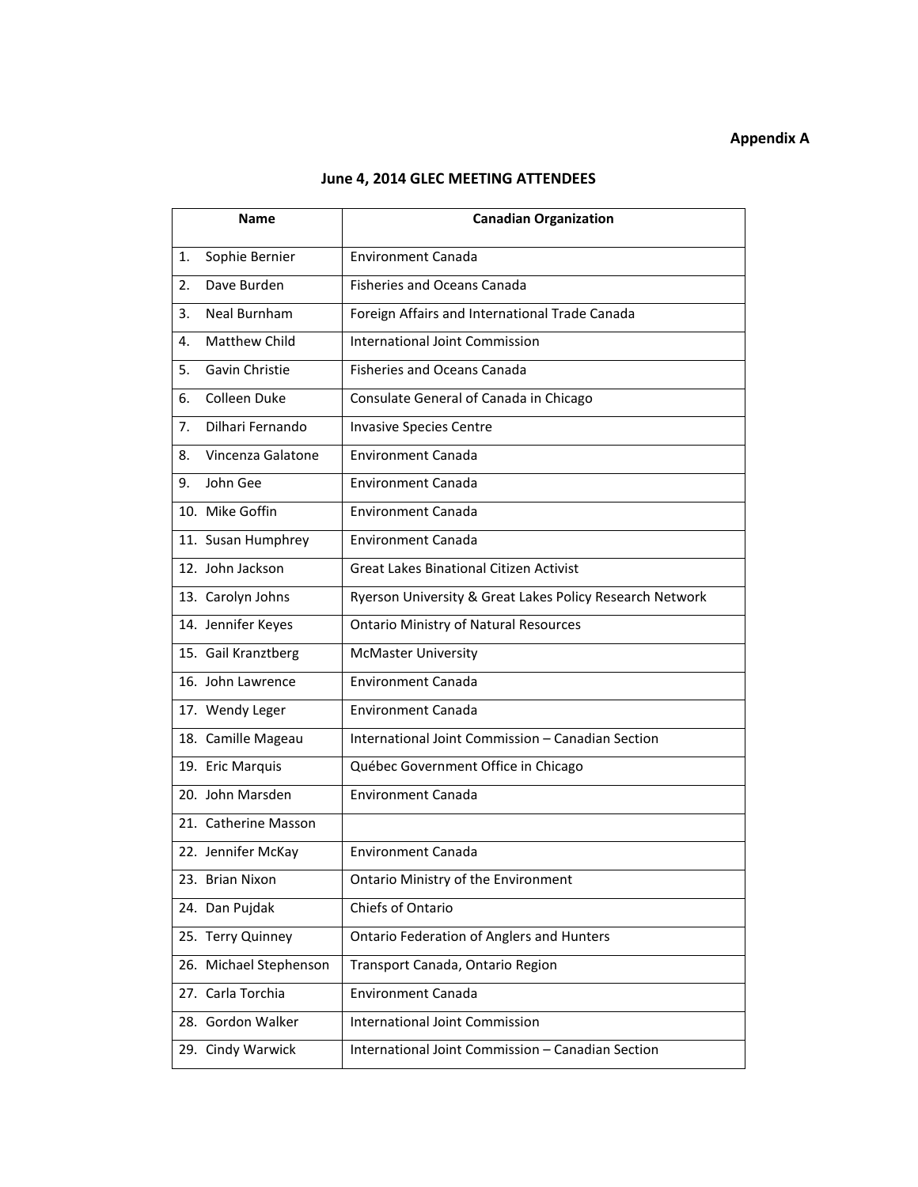**Appendix A**

## June 4, 2014 GLEC MEETING ATTENDEES

| Name | Canadian Organization |
|---|---|
| 1. Sophie Bernier | Environment Canada |
| 2. Dave Burden | Fisheries and Oceans Canada |
| 3. Neal Burnham | Foreign Affairs and International Trade Canada |
| 4. Matthew Child | International Joint Commission |
| 5. Gavin Christie | Fisheries and Oceans Canada |
| 6. Colleen Duke | Consulate General of Canada in Chicago |
| 7. Dilhari Fernando | Invasive Species Centre |
| 8. Vincenza Galatone | Environment Canada |
| 9. John Gee | Environment Canada |
| 10. Mike Goffin | Environment Canada |
| 11. Susan Humphrey | Environment Canada |
| 12. John Jackson | Great Lakes Binational Citizen Activist |
| 13. Carolyn Johns | Ryerson University & Great Lakes Policy Research Network |
| 14. Jennifer Keyes | Ontario Ministry of Natural Resources |
| 15. Gail Kranztberg | McMaster University |
| 16. John Lawrence | Environment Canada |
| 17. Wendy Leger | Environment Canada |
| 18. Camille Mageau | International Joint Commission – Canadian Section |
| 19. Eric Marquis | Québec Government Office in Chicago |
| 20. John Marsden | Environment Canada |
| 21. Catherine Masson | |
| 22. Jennifer McKay | Environment Canada |
| 23. Brian Nixon | Ontario Ministry of the Environment |
| 24. Dan Pujdak | Chiefs of Ontario |
| 25. Terry Quinney | Ontario Federation of Anglers and Hunters |
| 26. Michael Stephenson | Transport Canada, Ontario Region |
| 27. Carla Torchia | Environment Canada |
| 28. Gordon Walker | International Joint Commission |
| 29. Cindy Warwick | International Joint Commission – Canadian Section |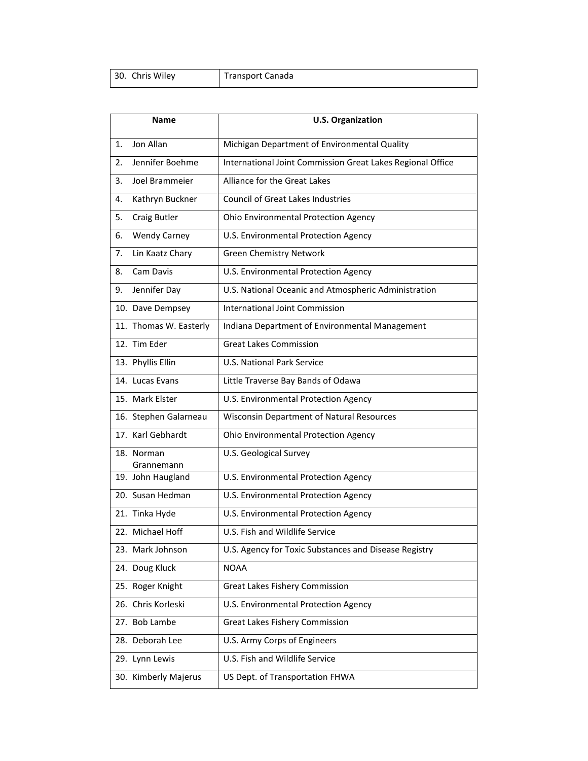| | |
|---|---|
| 30. Chris Wiley | Transport Canada |

| Name | U.S. Organization |
|---|---|
| 1. Jon Allan | Michigan Department of Environmental Quality |
| 2. Jennifer Boehme | International Joint Commission Great Lakes Regional Office |
| 3. Joel Brammeier | Alliance for the Great Lakes |
| 4. Kathryn Buckner | Council of Great Lakes Industries |
| 5. Craig Butler | Ohio Environmental Protection Agency |
| 6. Wendy Carney | U.S. Environmental Protection Agency |
| 7. Lin Kaatz Chary | Green Chemistry Network |
| 8. Cam Davis | U.S. Environmental Protection Agency |
| 9. Jennifer Day | U.S. National Oceanic and Atmospheric Administration |
| 10. Dave Dempsey | International Joint Commission |
| 11. Thomas W. Easterly | Indiana Department of Environmental Management |
| 12. Tim Eder | Great Lakes Commission |
| 13. Phyllis Ellin | U.S. National Park Service |
| 14. Lucas Evans | Little Traverse Bay Bands of Odawa |
| 15. Mark Elster | U.S. Environmental Protection Agency |
| 16. Stephen Galarneau | Wisconsin Department of Natural Resources |
| 17. Karl Gebhardt | Ohio Environmental Protection Agency |
| 18. Norman Grannemann | U.S. Geological Survey |
| 19. John Haugland | U.S. Environmental Protection Agency |
| 20. Susan Hedman | U.S. Environmental Protection Agency |
| 21. Tinka Hyde | U.S. Environmental Protection Agency |
| 22. Michael Hoff | U.S. Fish and Wildlife Service |
| 23. Mark Johnson | U.S. Agency for Toxic Substances and Disease Registry |
| 24. Doug Kluck | NOAA |
| 25. Roger Knight | Great Lakes Fishery Commission |
| 26. Chris Korleski | U.S. Environmental Protection Agency |
| 27. Bob Lambe | Great Lakes Fishery Commission |
| 28. Deborah Lee | U.S. Army Corps of Engineers |
| 29. Lynn Lewis | U.S. Fish and Wildlife Service |
| 30. Kimberly Majerus | US Dept. of Transportation FHWA |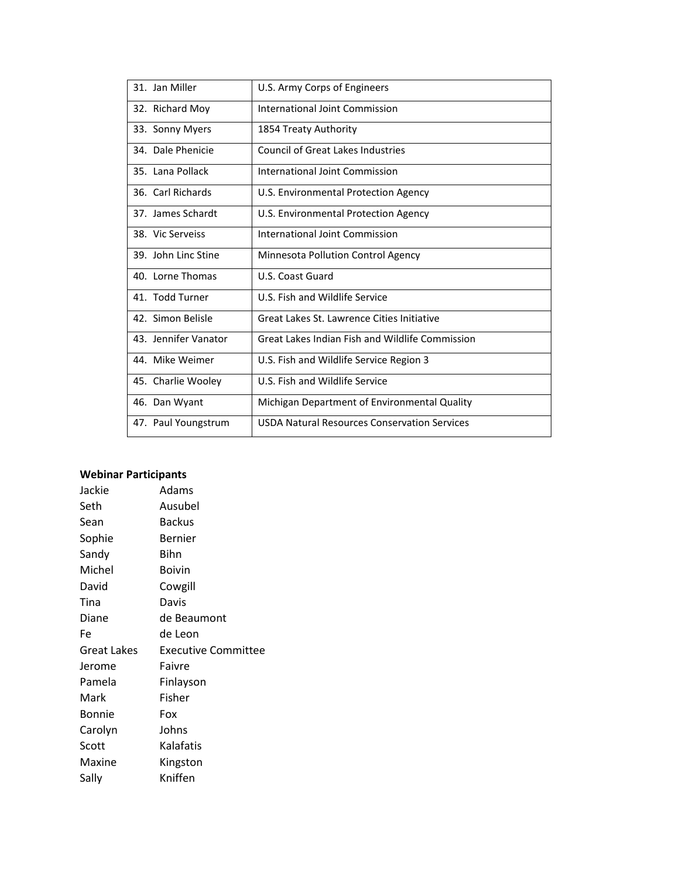| | |
|---|---|
| 31. Jan Miller | U.S. Army Corps of Engineers |
| 32. Richard Moy | International Joint Commission |
| 33. Sonny Myers | 1854 Treaty Authority |
| 34. Dale Phenicie | Council of Great Lakes Industries |
| 35. Lana Pollack | International Joint Commission |
| 36. Carl Richards | U.S. Environmental Protection Agency |
| 37. James Schardt | U.S. Environmental Protection Agency |
| 38. Vic Serveiss | International Joint Commission |
| 39. John Linc Stine | Minnesota Pollution Control Agency |
| 40. Lorne Thomas | U.S. Coast Guard |
| 41. Todd Turner | U.S. Fish and Wildlife Service |
| 42. Simon Belisle | Great Lakes St. Lawrence Cities Initiative |
| 43. Jennifer Vanator | Great Lakes Indian Fish and Wildlife Commission |
| 44. Mike Weimer | U.S. Fish and Wildlife Service Region 3 |
| 45. Charlie Wooley | U.S. Fish and Wildlife Service |
| 46. Dan Wyant | Michigan Department of Environmental Quality |
| 47. Paul Youngstrum | USDA Natural Resources Conservation Services |

**Webinar Participants**

| | |
|---|---|
| Jackie | Adams |
| Seth | Ausubel |
| Sean | Backus |
| Sophie | Bernier |
| Sandy | Bihn |
| Michel | Boivin |
| David | Cowgill |
| Tina | Davis |
| Diane | de Beaumont |
| Fe | de Leon |
| Great Lakes | Executive Committee |
| Jerome | Faivre |
| Pamela | Finlayson |
| Mark | Fisher |
| Bonnie | Fox |
| Carolyn | Johns |
| Scott | Kalafatis |
| Maxine | Kingston |
| Sally | Kniffen |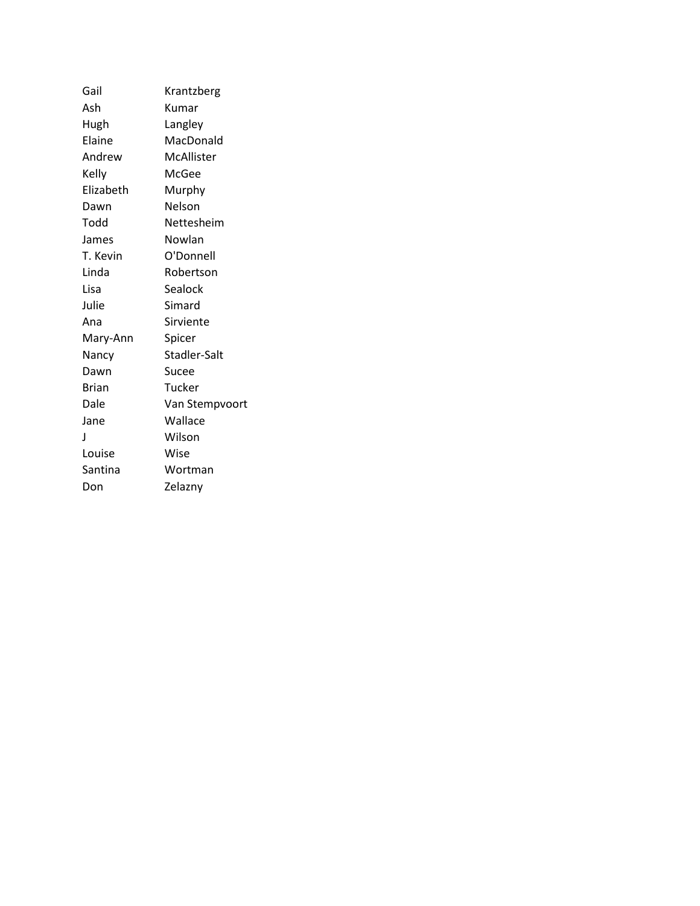| | |
|---|---|
| Gail | Krantzberg |
| Ash | Kumar |
| Hugh | Langley |
| Elaine | MacDonald |
| Andrew | McAllister |
| Kelly | McGee |
| Elizabeth | Murphy |
| Dawn | Nelson |
| Todd | Nettesheim |
| James | Nowlan |
| T. Kevin | O'Donnell |
| Linda | Robertson |
| Lisa | Sealock |
| Julie | Simard |
| Ana | Sirviente |
| Mary-Ann | Spicer |
| Nancy | Stadler-Salt |
| Dawn | Sucee |
| Brian | Tucker |
| Dale | Van Stempvoort |
| Jane | Wallace |
| J | Wilson |
| Louise | Wise |
| Santina | Wortman |
| Don | Zelazny |